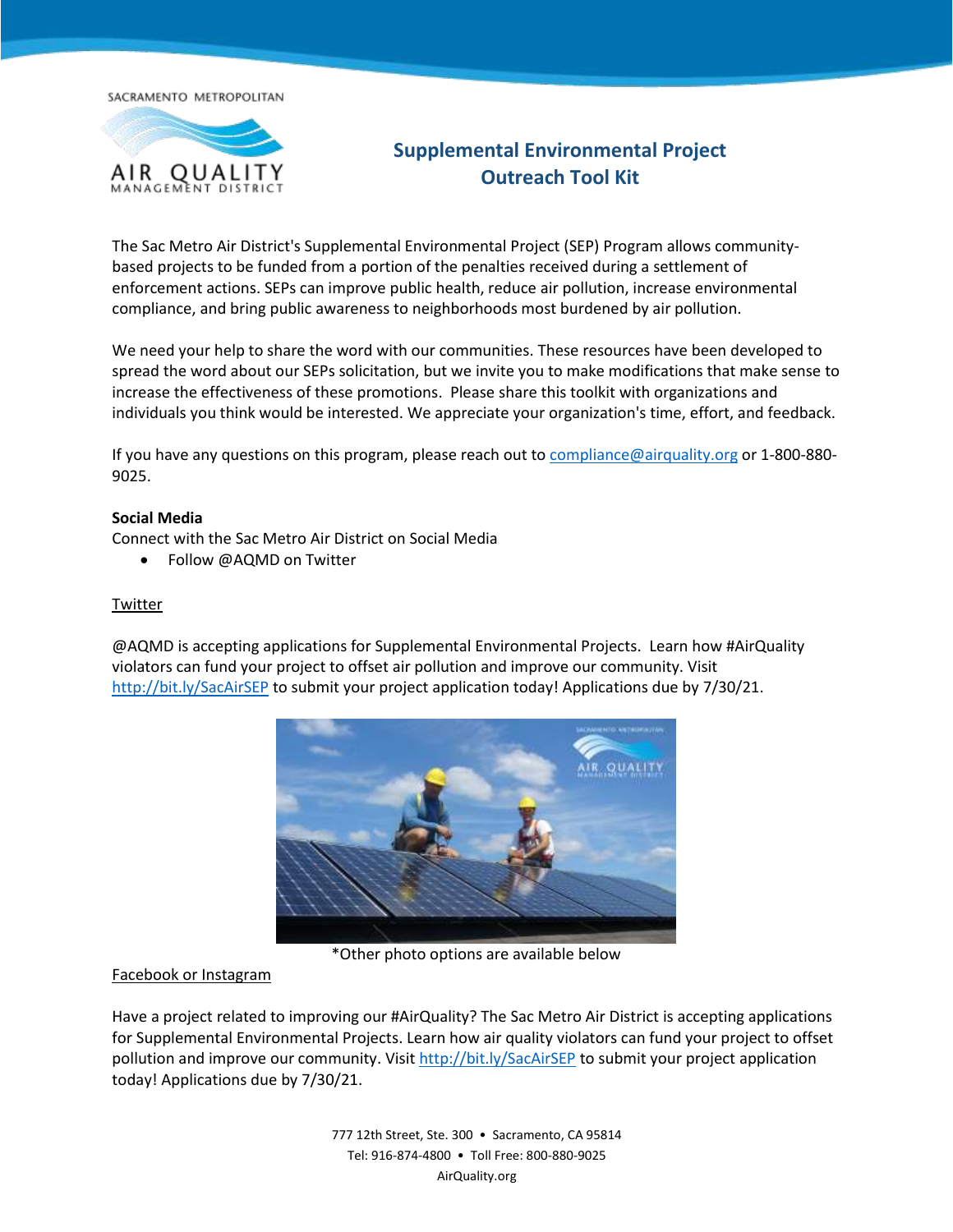SACRAMENTO METROPOLITAN AIR QUALITY MANAGEMENT DISTRICT

# Supplemental Environmental Project Outreach Tool Kit

The Sac Metro Air District's Supplemental Environmental Project (SEP) Program allows community-based projects to be funded from a portion of the penalties received during a settlement of enforcement actions. SEPs can improve public health, reduce air pollution, increase environmental compliance, and bring public awareness to neighborhoods most burdened by air pollution.

We need your help to share the word with our communities. These resources have been developed to spread the word about our SEPs solicitation, but we invite you to make modifications that make sense to increase the effectiveness of these promotions. Please share this toolkit with organizations and individuals you think would be interested. We appreciate your organization's time, effort, and feedback.

If you have any questions on this program, please reach out to compliance@airquality.org or 1-800-880-9025.

**Social Media**

Connect with the Sac Metro Air District on Social Media

- Follow @AQMD on Twitter

Twitter

@AQMD is accepting applications for Supplemental Environmental Projects. Learn how #AirQuality violators can fund your project to offset air pollution and improve our community. Visit http://bit.ly/SacAirSEP to submit your project application today! Applications due by 7/30/21.

*Other photo options are available below

Facebook or Instagram

Have a project related to improving our #AirQuality? The Sac Metro Air District is accepting applications for Supplemental Environmental Projects. Learn how air quality violators can fund your project to offset pollution and improve our community. Visit http://bit.ly/SacAirSEP to submit your project application today! Applications due by 7/30/21.

777 12th Street, Ste. 300 • Sacramento, CA 95814
Tel: 916-874-4800 • Toll Free: 800-880-9025
AirQuality.org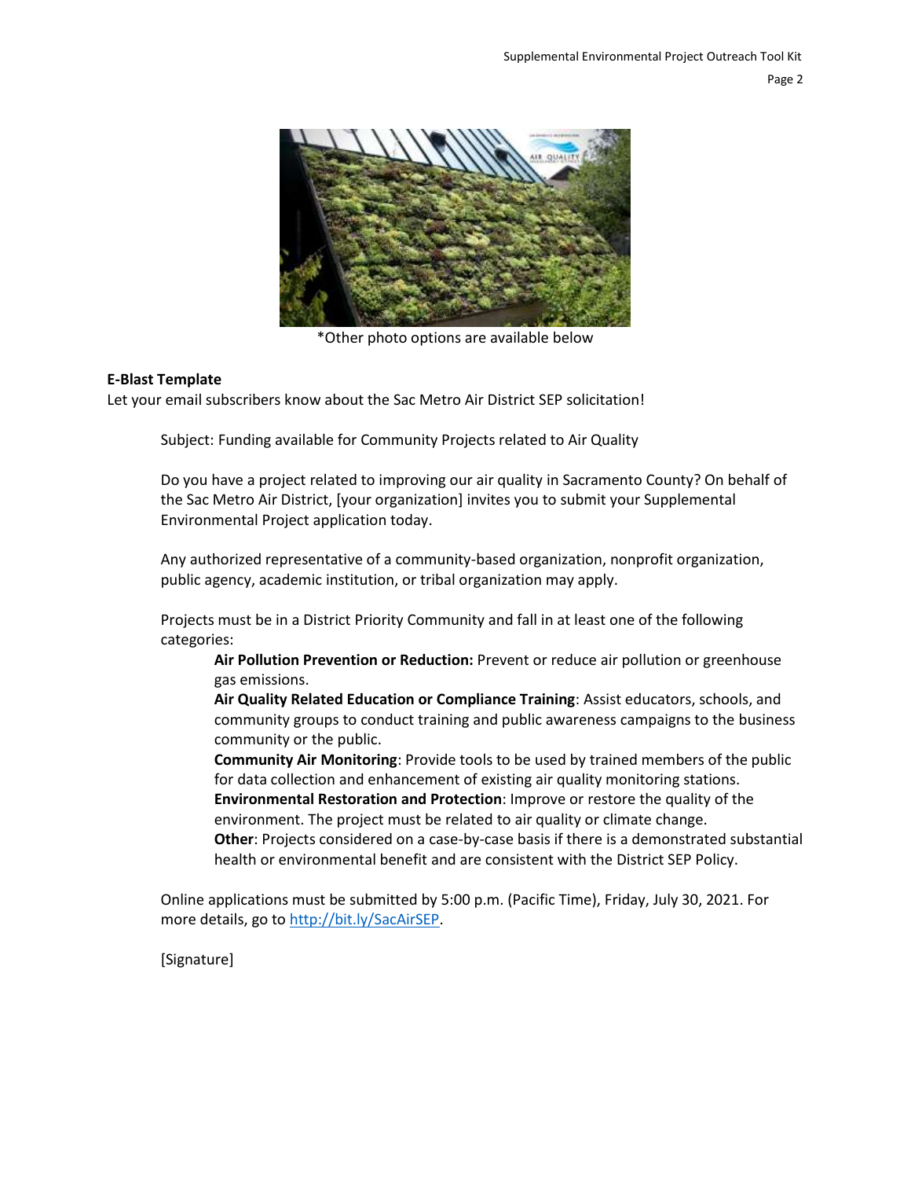*Other photo options are available below

**E-Blast Template**

Let your email subscribers know about the Sac Metro Air District SEP solicitation!

Subject: Funding available for Community Projects related to Air Quality

Do you have a project related to improving our air quality in Sacramento County? On behalf of the Sac Metro Air District, [your organization] invites you to submit your Supplemental Environmental Project application today.

Any authorized representative of a community-based organization, nonprofit organization, public agency, academic institution, or tribal organization may apply.

Projects must be in a District Priority Community and fall in at least one of the following categories:

**Air Pollution Prevention or Reduction:** Prevent or reduce air pollution or greenhouse gas emissions.

**Air Quality Related Education or Compliance Training**: Assist educators, schools, and community groups to conduct training and public awareness campaigns to the business community or the public.

**Community Air Monitoring**: Provide tools to be used by trained members of the public for data collection and enhancement of existing air quality monitoring stations.

**Environmental Restoration and Protection**: Improve or restore the quality of the environment. The project must be related to air quality or climate change.

**Other**: Projects considered on a case-by-case basis if there is a demonstrated substantial health or environmental benefit and are consistent with the District SEP Policy.

Online applications must be submitted by 5:00 p.m. (Pacific Time), Friday, July 30, 2021. For more details, go to [http://bit.ly/SacAirSEP](http://bit.ly/SacAirSEP).

[Signature]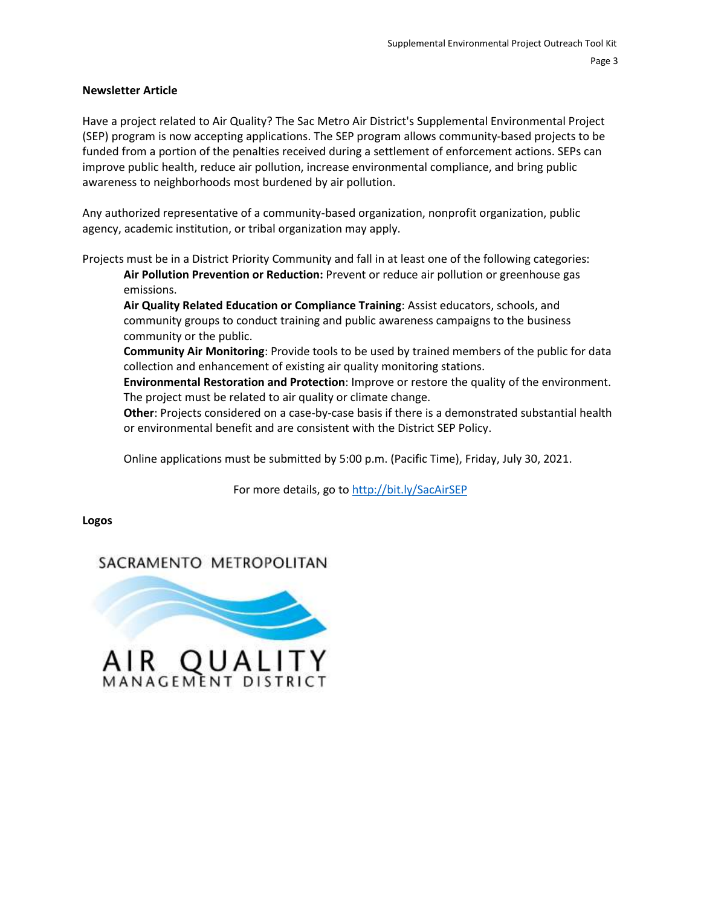**Newsletter Article**

Have a project related to Air Quality? The Sac Metro Air District's Supplemental Environmental Project (SEP) program is now accepting applications. The SEP program allows community-based projects to be funded from a portion of the penalties received during a settlement of enforcement actions. SEPs can improve public health, reduce air pollution, increase environmental compliance, and bring public awareness to neighborhoods most burdened by air pollution.

Any authorized representative of a community-based organization, nonprofit organization, public agency, academic institution, or tribal organization may apply.

Projects must be in a District Priority Community and fall in at least one of the following categories:

**Air Pollution Prevention or Reduction:** Prevent or reduce air pollution or greenhouse gas emissions.

**Air Quality Related Education or Compliance Training**: Assist educators, schools, and community groups to conduct training and public awareness campaigns to the business community or the public.

**Community Air Monitoring**: Provide tools to be used by trained members of the public for data collection and enhancement of existing air quality monitoring stations.

**Environmental Restoration and Protection**: Improve or restore the quality of the environment. The project must be related to air quality or climate change.

**Other**: Projects considered on a case-by-case basis if there is a demonstrated substantial health or environmental benefit and are consistent with the District SEP Policy.

Online applications must be submitted by 5:00 p.m. (Pacific Time), Friday, July 30, 2021.

For more details, go to http://bit.ly/SacAirSEP

**Logos**

SACRAMENTO METROPOLITAN AIR QUALITY MANAGEMENT DISTRICT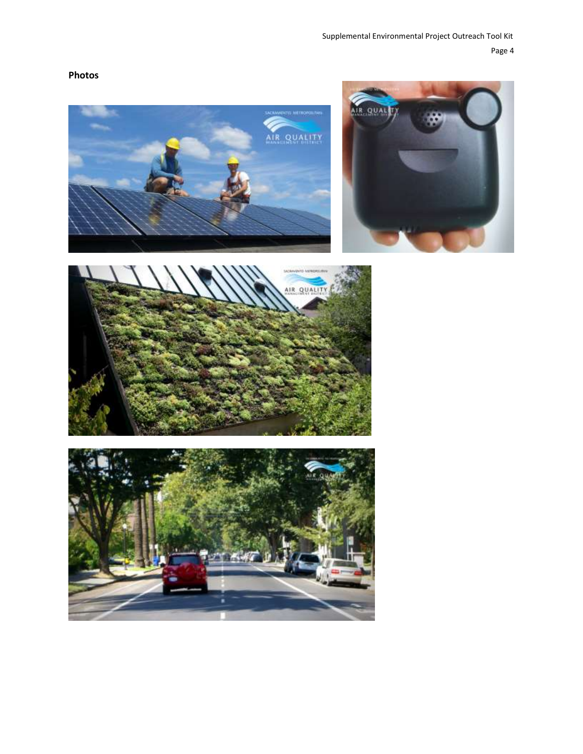## Photos